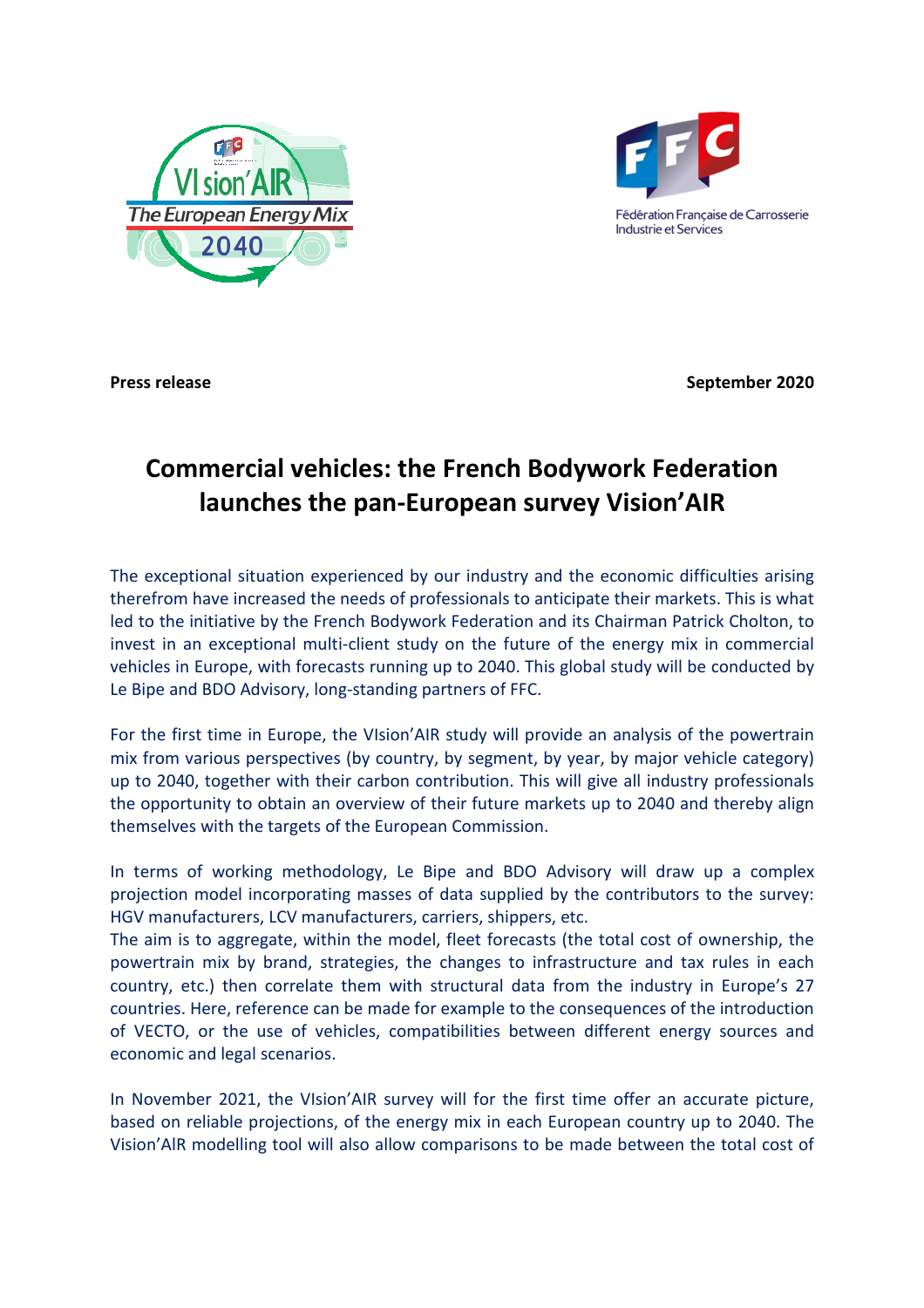**Press release** **September 2020**

# Commercial vehicles: the French Bodywork Federation launches the pan-European survey Vision'AIR

The exceptional situation experienced by our industry and the economic difficulties arising therefrom have increased the needs of professionals to anticipate their markets. This is what led to the initiative by the French Bodywork Federation and its Chairman Patrick Cholton, to invest in an exceptional multi-client study on the future of the energy mix in commercial vehicles in Europe, with forecasts running up to 2040. This global study will be conducted by Le Bipe and BDO Advisory, long-standing partners of FFC.

For the first time in Europe, the VIsion'AIR study will provide an analysis of the powertrain mix from various perspectives (by country, by segment, by year, by major vehicle category) up to 2040, together with their carbon contribution. This will give all industry professionals the opportunity to obtain an overview of their future markets up to 2040 and thereby align themselves with the targets of the European Commission.

In terms of working methodology, Le Bipe and BDO Advisory will draw up a complex projection model incorporating masses of data supplied by the contributors to the survey: HGV manufacturers, LCV manufacturers, carriers, shippers, etc.

The aim is to aggregate, within the model, fleet forecasts (the total cost of ownership, the powertrain mix by brand, strategies, the changes to infrastructure and tax rules in each country, etc.) then correlate them with structural data from the industry in Europe's 27 countries. Here, reference can be made for example to the consequences of the introduction of VECTO, or the use of vehicles, compatibilities between different energy sources and economic and legal scenarios.

In November 2021, the VIsion'AIR survey will for the first time offer an accurate picture, based on reliable projections, of the energy mix in each European country up to 2040. The Vision'AIR modelling tool will also allow comparisons to be made between the total cost of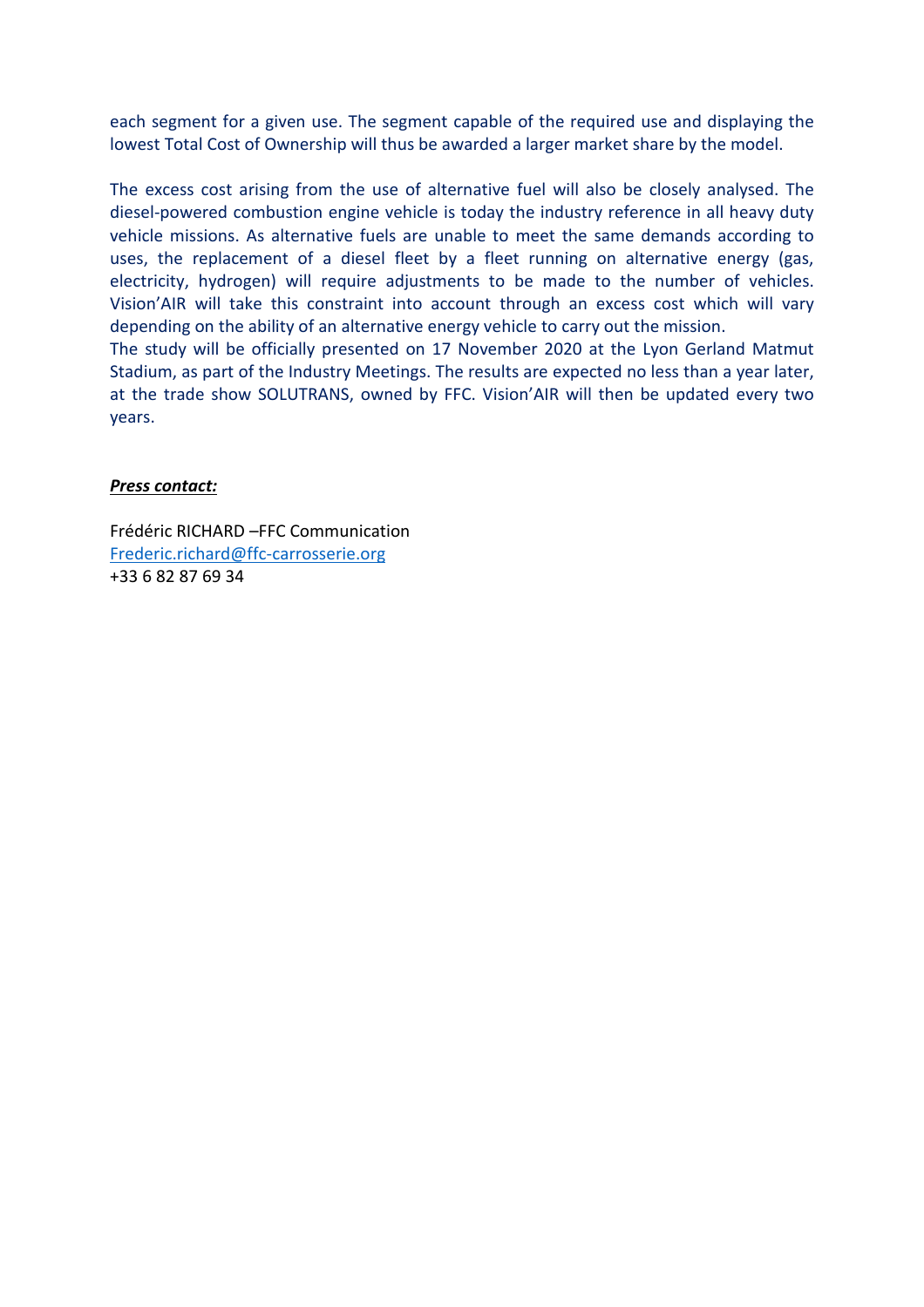each segment for a given use. The segment capable of the required use and displaying the lowest Total Cost of Ownership will thus be awarded a larger market share by the model.

The excess cost arising from the use of alternative fuel will also be closely analysed. The diesel-powered combustion engine vehicle is today the industry reference in all heavy duty vehicle missions. As alternative fuels are unable to meet the same demands according to uses, the replacement of a diesel fleet by a fleet running on alternative energy (gas, electricity, hydrogen) will require adjustments to be made to the number of vehicles. Vision'AIR will take this constraint into account through an excess cost which will vary depending on the ability of an alternative energy vehicle to carry out the mission.
The study will be officially presented on 17 November 2020 at the Lyon Gerland Matmut Stadium, as part of the Industry Meetings. The results are expected no less than a year later, at the trade show SOLUTRANS, owned by FFC. Vision'AIR will then be updated every two years.

***Press contact:***

Frédéric RICHARD –FFC Communication
Frederic.richard@ffc-carrosserie.org
+33 6 82 87 69 34